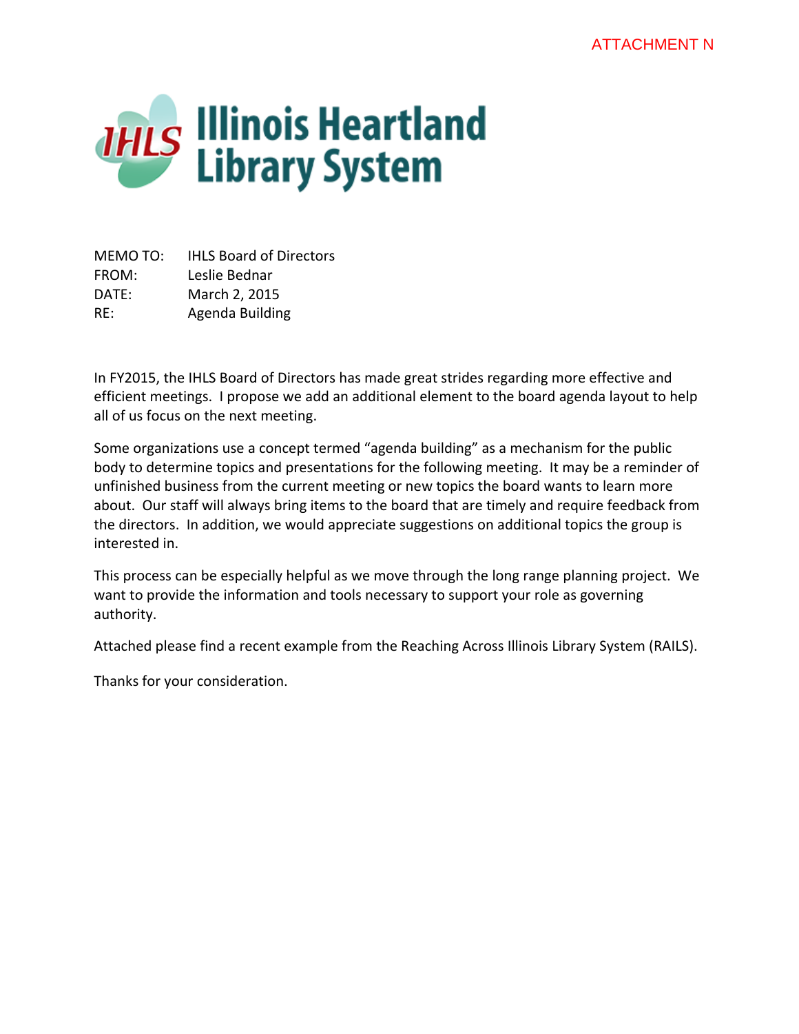ATTACHMENT N

IHLS Illinois Heartland Library System

MEMO TO: IHLS Board of Directors
FROM: Leslie Bednar
DATE: March 2, 2015
RE: Agenda Building

In FY2015, the IHLS Board of Directors has made great strides regarding more effective and efficient meetings. I propose we add an additional element to the board agenda layout to help all of us focus on the next meeting.

Some organizations use a concept termed "agenda building" as a mechanism for the public body to determine topics and presentations for the following meeting. It may be a reminder of unfinished business from the current meeting or new topics the board wants to learn more about. Our staff will always bring items to the board that are timely and require feedback from the directors. In addition, we would appreciate suggestions on additional topics the group is interested in.

This process can be especially helpful as we move through the long range planning project. We want to provide the information and tools necessary to support your role as governing authority.

Attached please find a recent example from the Reaching Across Illinois Library System (RAILS).

Thanks for your consideration.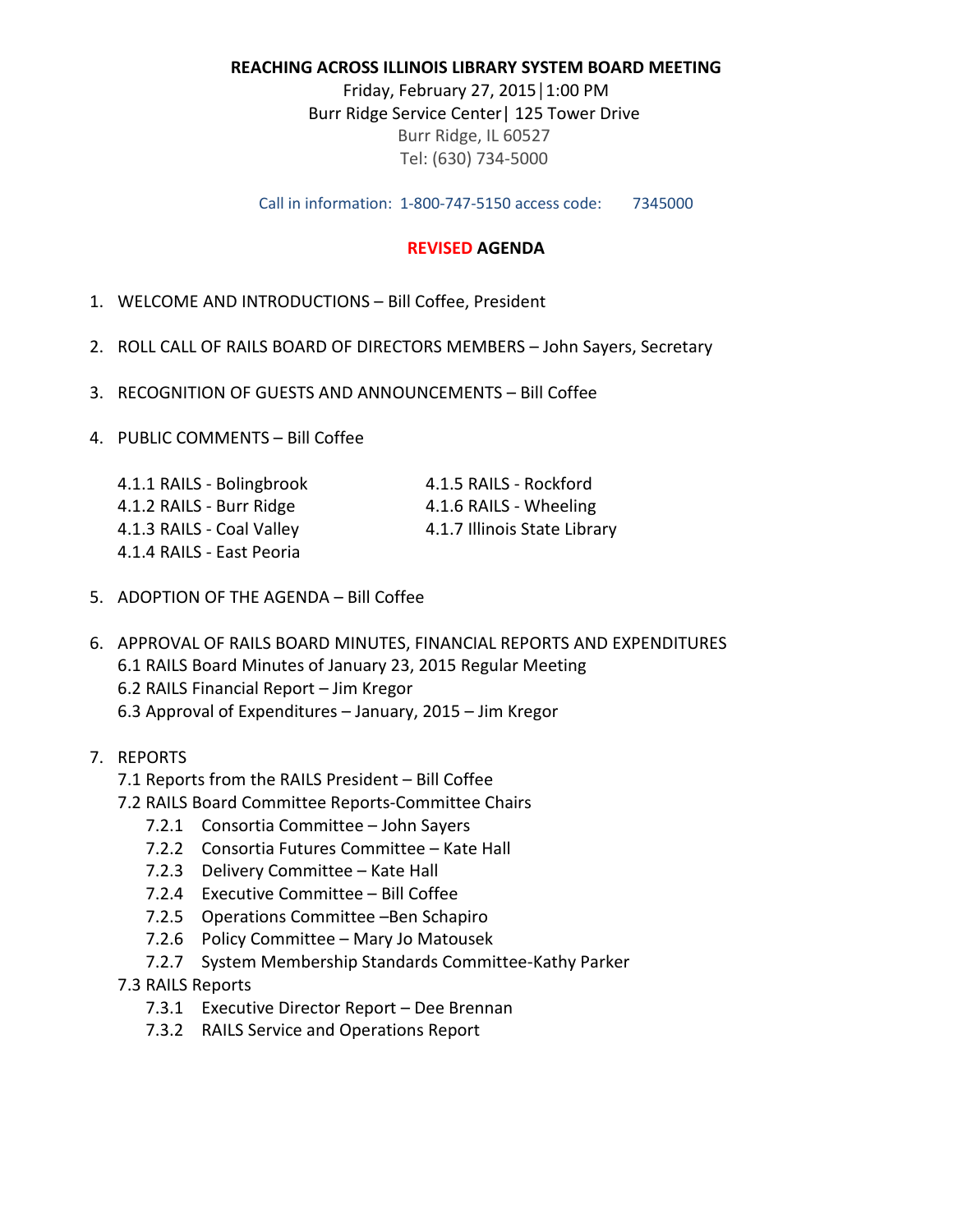**REACHING ACROSS ILLINOIS LIBRARY SYSTEM BOARD MEETING**

Friday, February 27, 2015│1:00 PM
Burr Ridge Service Center│ 125 Tower Drive
Burr Ridge, IL 60527
Tel: (630) 734-5000

Call in information: 1-800-747-5150 access code: 7345000

**REVISED AGENDA**

1. WELCOME AND INTRODUCTIONS – Bill Coffee, President
2. ROLL CALL OF RAILS BOARD OF DIRECTORS MEMBERS – John Sayers, Secretary
3. RECOGNITION OF GUESTS AND ANNOUNCEMENTS – Bill Coffee
4. PUBLIC COMMENTS – Bill Coffee
   - 4.1.1 RAILS - Bolingbrook
   - 4.1.2 RAILS - Burr Ridge
   - 4.1.3 RAILS - Coal Valley
   - 4.1.4 RAILS - East Peoria
   - 4.1.5 RAILS - Rockford
   - 4.1.6 RAILS - Wheeling
   - 4.1.7 Illinois State Library
5. ADOPTION OF THE AGENDA – Bill Coffee
6. APPROVAL OF RAILS BOARD MINUTES, FINANCIAL REPORTS AND EXPENDITURES
   - 6.1 RAILS Board Minutes of January 23, 2015 Regular Meeting
   - 6.2 RAILS Financial Report – Jim Kregor
   - 6.3 Approval of Expenditures – January, 2015 – Jim Kregor
7. REPORTS
   - 7.1 Reports from the RAILS President – Bill Coffee
   - 7.2 RAILS Board Committee Reports-Committee Chairs
     - 7.2.1 Consortia Committee – John Sayers
     - 7.2.2 Consortia Futures Committee – Kate Hall
     - 7.2.3 Delivery Committee – Kate Hall
     - 7.2.4 Executive Committee – Bill Coffee
     - 7.2.5 Operations Committee –Ben Schapiro
     - 7.2.6 Policy Committee – Mary Jo Matousek
     - 7.2.7 System Membership Standards Committee-Kathy Parker
   - 7.3 RAILS Reports
     - 7.3.1 Executive Director Report – Dee Brennan
     - 7.3.2 RAILS Service and Operations Report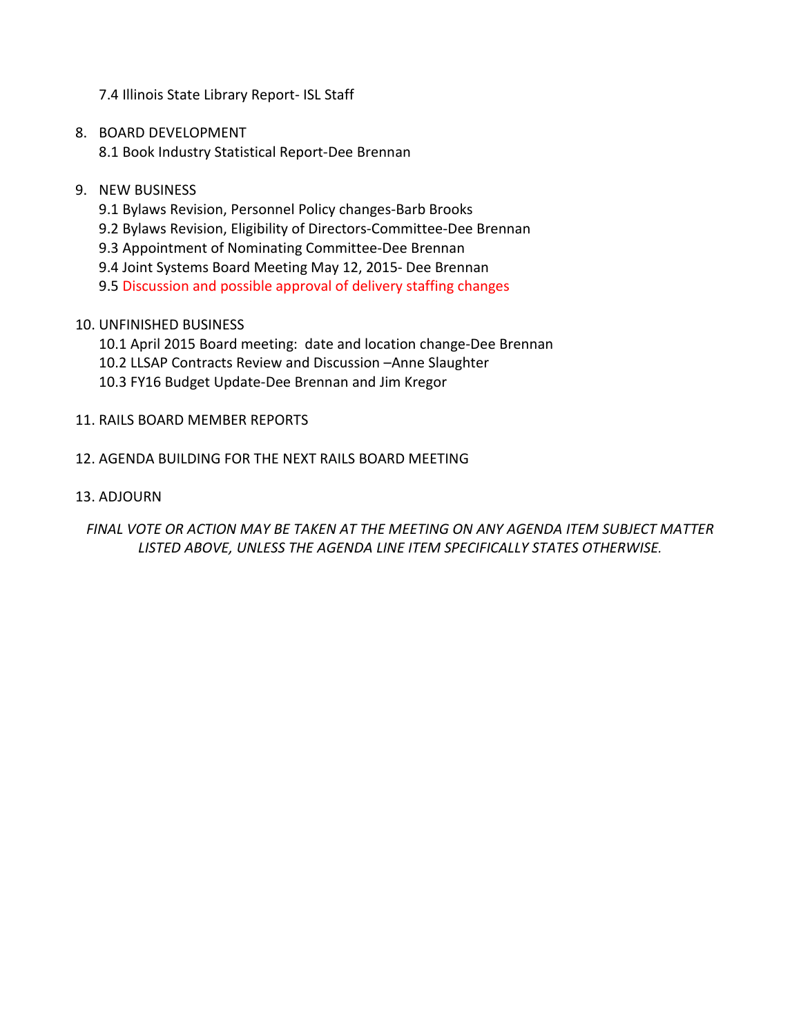7.4 Illinois State Library Report- ISL Staff

8. BOARD DEVELOPMENT
   8.1 Book Industry Statistical Report-Dee Brennan

9. NEW BUSINESS
   9.1 Bylaws Revision, Personnel Policy changes-Barb Brooks
   9.2 Bylaws Revision, Eligibility of Directors-Committee-Dee Brennan
   9.3 Appointment of Nominating Committee-Dee Brennan
   9.4 Joint Systems Board Meeting May 12, 2015- Dee Brennan
   9.5 Discussion and possible approval of delivery staffing changes

10. UNFINISHED BUSINESS
    10.1 April 2015 Board meeting: date and location change-Dee Brennan
    10.2 LLSAP Contracts Review and Discussion –Anne Slaughter
    10.3 FY16 Budget Update-Dee Brennan and Jim Kregor

11. RAILS BOARD MEMBER REPORTS

12. AGENDA BUILDING FOR THE NEXT RAILS BOARD MEETING

13. ADJOURN

*FINAL VOTE OR ACTION MAY BE TAKEN AT THE MEETING ON ANY AGENDA ITEM SUBJECT MATTER LISTED ABOVE, UNLESS THE AGENDA LINE ITEM SPECIFICALLY STATES OTHERWISE.*